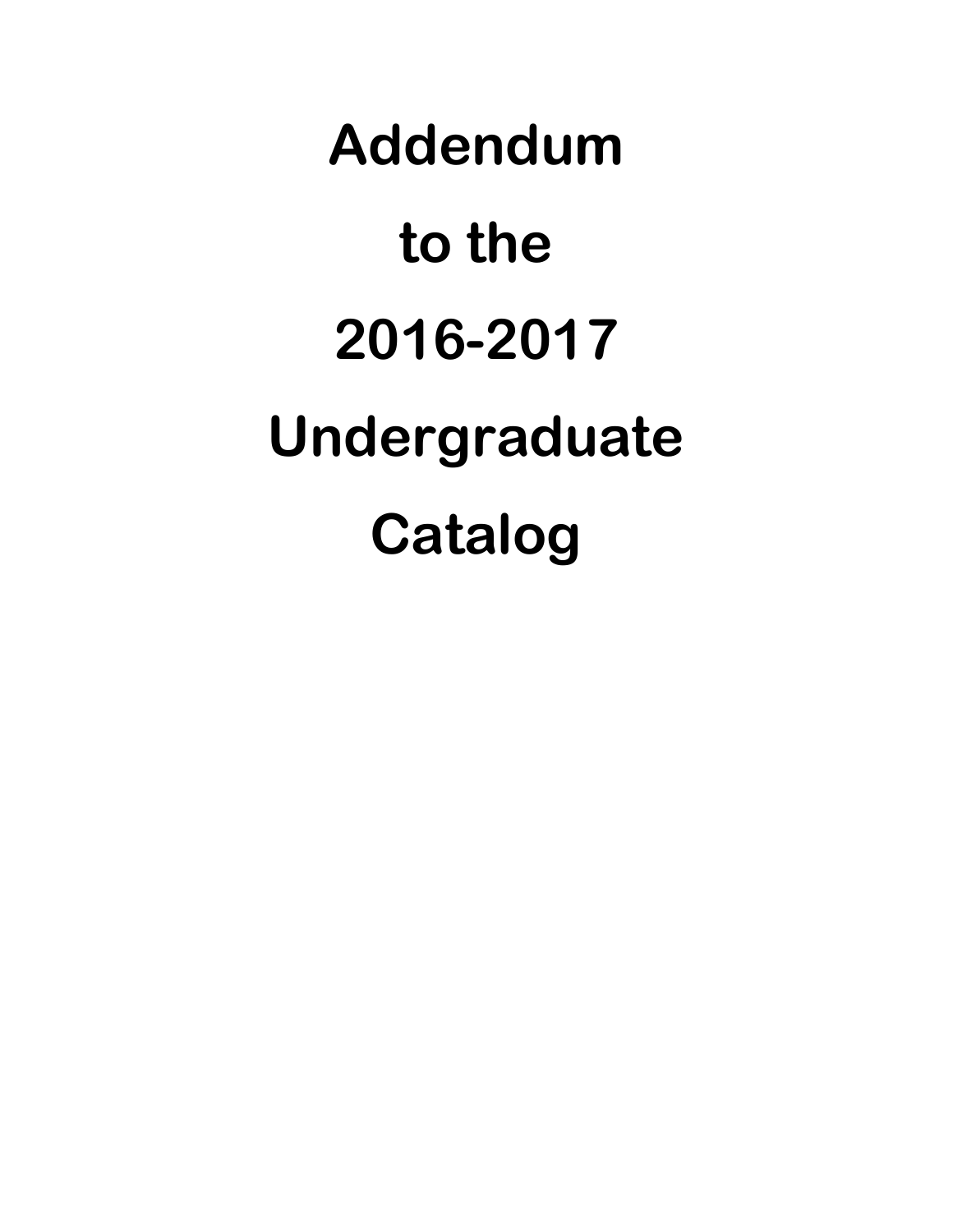# Addendum to the 2016-2017 Undergraduate Catalog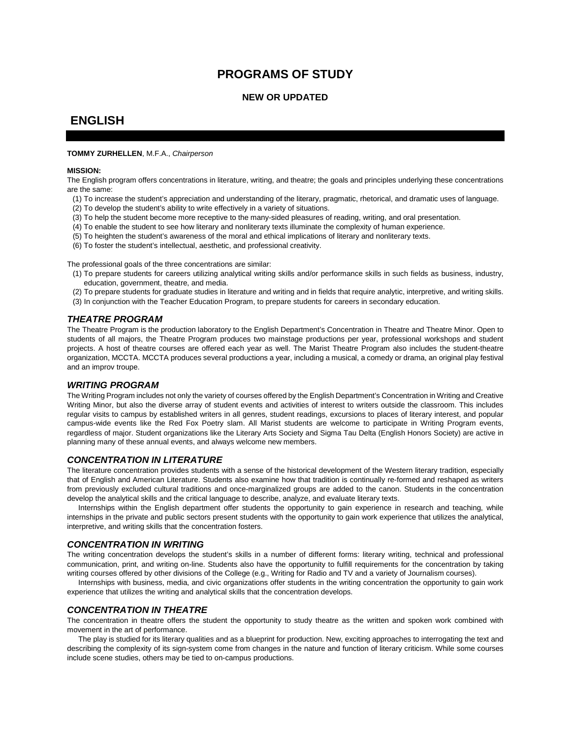# PROGRAMS OF STUDY

## NEW OR UPDATED

## ENGLISH

**TOMMY ZURHELLEN**, M.F.A., *Chairperson*

**MISSION:**

The English program offers concentrations in literature, writing, and theatre; the goals and principles underlying these concentrations are the same:

(1) To increase the student's appreciation and understanding of the literary, pragmatic, rhetorical, and dramatic uses of language.
(2) To develop the student's ability to write effectively in a variety of situations.
(3) To help the student become more receptive to the many-sided pleasures of reading, writing, and oral presentation.
(4) To enable the student to see how literary and nonliterary texts illuminate the complexity of human experience.
(5) To heighten the student's awareness of the moral and ethical implications of literary and nonliterary texts.
(6) To foster the student's intellectual, aesthetic, and professional creativity.

The professional goals of the three concentrations are similar:

(1) To prepare students for careers utilizing analytical writing skills and/or performance skills in such fields as business, industry, education, government, theatre, and media.
(2) To prepare students for graduate studies in literature and writing and in fields that require analytic, interpretive, and writing skills.
(3) In conjunction with the Teacher Education Program, to prepare students for careers in secondary education.

### *THEATRE PROGRAM*

The Theatre Program is the production laboratory to the English Department's Concentration in Theatre and Theatre Minor. Open to students of all majors, the Theatre Program produces two mainstage productions per year, professional workshops and student projects. A host of theatre courses are offered each year as well. The Marist Theatre Program also includes the student-theatre organization, MCCTA. MCCTA produces several productions a year, including a musical, a comedy or drama, an original play festival and an improv troupe.

### *WRITING PROGRAM*

The Writing Program includes not only the variety of courses offered by the English Department's Concentration in Writing and Creative Writing Minor, but also the diverse array of student events and activities of interest to writers outside the classroom. This includes regular visits to campus by established writers in all genres, student readings, excursions to places of literary interest, and popular campus-wide events like the Red Fox Poetry slam. All Marist students are welcome to participate in Writing Program events, regardless of major. Student organizations like the Literary Arts Society and Sigma Tau Delta (English Honors Society) are active in planning many of these annual events, and always welcome new members.

### *CONCENTRATION IN LITERATURE*

The literature concentration provides students with a sense of the historical development of the Western literary tradition, especially that of English and American Literature. Students also examine how that tradition is continually re-formed and reshaped as writers from previously excluded cultural traditions and once-marginalized groups are added to the canon. Students in the concentration develop the analytical skills and the critical language to describe, analyze, and evaluate literary texts.

Internships within the English department offer students the opportunity to gain experience in research and teaching, while internships in the private and public sectors present students with the opportunity to gain work experience that utilizes the analytical, interpretive, and writing skills that the concentration fosters.

### *CONCENTRATION IN WRITING*

The writing concentration develops the student's skills in a number of different forms: literary writing, technical and professional communication, print, and writing on-line. Students also have the opportunity to fulfill requirements for the concentration by taking writing courses offered by other divisions of the College (e.g., Writing for Radio and TV and a variety of Journalism courses).

Internships with business, media, and civic organizations offer students in the writing concentration the opportunity to gain work experience that utilizes the writing and analytical skills that the concentration develops.

### *CONCENTRATION IN THEATRE*

The concentration in theatre offers the student the opportunity to study theatre as the written and spoken work combined with movement in the art of performance.

The play is studied for its literary qualities and as a blueprint for production. New, exciting approaches to interrogating the text and describing the complexity of its sign-system come from changes in the nature and function of literary criticism. While some courses include scene studies, others may be tied to on-campus productions.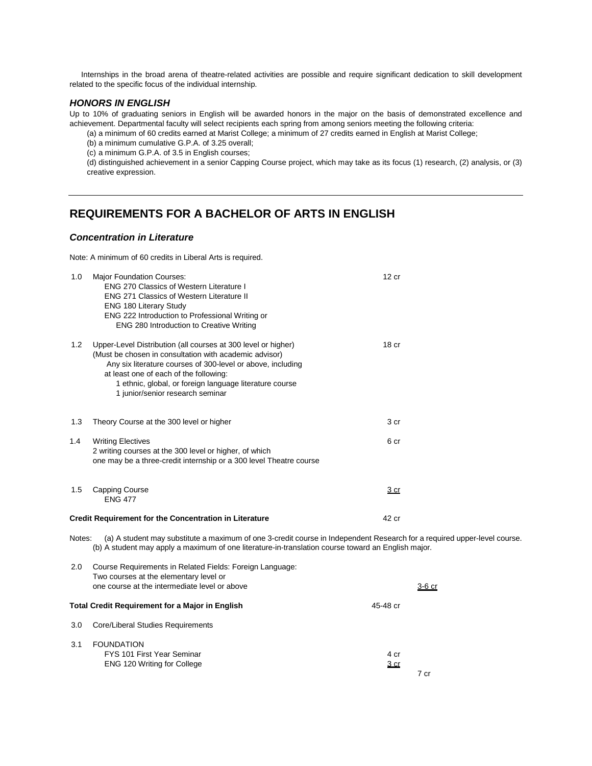Internships in the broad arena of theatre-related activities are possible and require significant dedication to skill development related to the specific focus of the individual internship.

### *HONORS IN ENGLISH*

Up to 10% of graduating seniors in English will be awarded honors in the major on the basis of demonstrated excellence and achievement. Departmental faculty will select recipients each spring from among seniors meeting the following criteria:

(a) a minimum of 60 credits earned at Marist College; a minimum of 27 credits earned in English at Marist College;

(b) a minimum cumulative G.P.A. of 3.25 overall;

(c) a minimum G.P.A. of 3.5 in English courses;

(d) distinguished achievement in a senior Capping Course project, which may take as its focus (1) research, (2) analysis, or (3) creative expression.

---

## REQUIREMENTS FOR A BACHELOR OF ARTS IN ENGLISH

### *Concentration in Literature*

Note: A minimum of 60 credits in Liberal Arts is required.

| | | | |
|---|---|---|---|
| 1.0 | Major Foundation Courses:<br>ENG 270 Classics of Western Literature I<br>ENG 271 Classics of Western Literature II<br>ENG 180 Literary Study<br>ENG 222 Introduction to Professional Writing or<br>ENG 280 Introduction to Creative Writing | 12 cr | |
| 1.2 | Upper-Level Distribution (all courses at 300 level or higher)<br>(Must be chosen in consultation with academic advisor)<br>Any six literature courses of 300-level or above, including at least one of each of the following:<br>1 ethnic, global, or foreign language literature course<br>1 junior/senior research seminar | 18 cr | |
| 1.3 | Theory Course at the 300 level or higher | 3 cr | |
| 1.4 | Writing Electives<br>2 writing courses at the 300 level or higher, of which one may be a three-credit internship or a 300 level Theatre course | 6 cr | |
| 1.5 | Capping Course<br>ENG 477 | 3 cr | |
| | **Credit Requirement for the Concentration in Literature** | 42 cr | |

Notes: (a) A student may substitute a maximum of one 3-credit course in Independent Research for a required upper-level course.
(b) A student may apply a maximum of one literature-in-translation course toward an English major.

| | | | |
|---|---|---|---|
| 2.0 | Course Requirements in Related Fields: Foreign Language:<br>Two courses at the elementary level or<br>one course at the intermediate level or above | | 3-6 cr |
| | **Total Credit Requirement for a Major in English** | 45-48 cr | |
| 3.0 | Core/Liberal Studies Requirements | | |
| 3.1 | FOUNDATION<br>FYS 101 First Year Seminar<br>ENG 120 Writing for College | 4 cr<br>3 cr | 7 cr |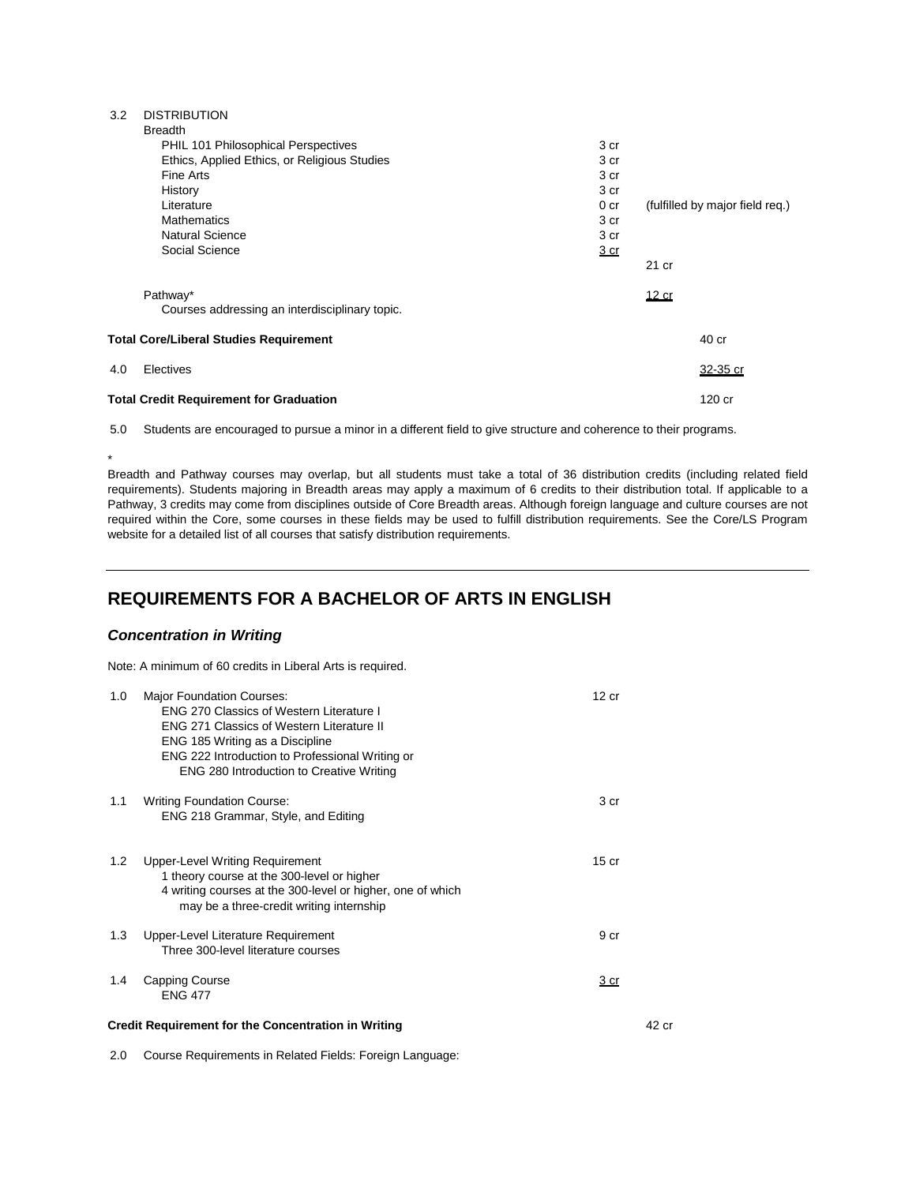3.2 DISTRIBUTION

Breadth

| | | | |
|---|---|---|---|
| PHIL 101 Philosophical Perspectives | 3 cr | | |
| Ethics, Applied Ethics, or Religious Studies | 3 cr | | |
| Fine Arts | 3 cr | | |
| History | 3 cr | | |
| Literature | 0 cr | (fulfilled by major field req.) | |
| Mathematics | 3 cr | | |
| Natural Science | 3 cr | | |
| Social Science | 3 cr | | |
| | | 21 cr | |
| Pathway* | | 12 cr | |
| Courses addressing an interdisciplinary topic. | | | |
| **Total Core/Liberal Studies Requirement** | | | 40 cr |
| 4.0 Electives | | | 32-35 cr |
| **Total Credit Requirement for Graduation** | | | 120 cr |

5.0 Students are encouraged to pursue a minor in a different field to give structure and coherence to their programs.

*

Breadth and Pathway courses may overlap, but all students must take a total of 36 distribution credits (including related field requirements). Students majoring in Breadth areas may apply a maximum of 6 credits to their distribution total. If applicable to a Pathway, 3 credits may come from disciplines outside of Core Breadth areas. Although foreign language and culture courses are not required within the Core, some courses in these fields may be used to fulfill distribution requirements. See the Core/LS Program website for a detailed list of all courses that satisfy distribution requirements.

---

## REQUIREMENTS FOR A BACHELOR OF ARTS IN ENGLISH

### *Concentration in Writing*

Note: A minimum of 60 credits in Liberal Arts is required.

| | | | |
|---|---|---|---|
| 1.0 | Major Foundation Courses:<br>ENG 270 Classics of Western Literature I<br>ENG 271 Classics of Western Literature II<br>ENG 185 Writing as a Discipline<br>ENG 222 Introduction to Professional Writing or<br>ENG 280 Introduction to Creative Writing | 12 cr | |
| 1.1 | Writing Foundation Course:<br>ENG 218 Grammar, Style, and Editing | 3 cr | |
| 1.2 | Upper-Level Writing Requirement<br>1 theory course at the 300-level or higher<br>4 writing courses at the 300-level or higher, one of which may be a three-credit writing internship | 15 cr | |
| 1.3 | Upper-Level Literature Requirement<br>Three 300-level literature courses | 9 cr | |
| 1.4 | Capping Course<br>ENG 477 | 3 cr | |
| | **Credit Requirement for the Concentration in Writing** | | 42 cr |

2.0 Course Requirements in Related Fields: Foreign Language: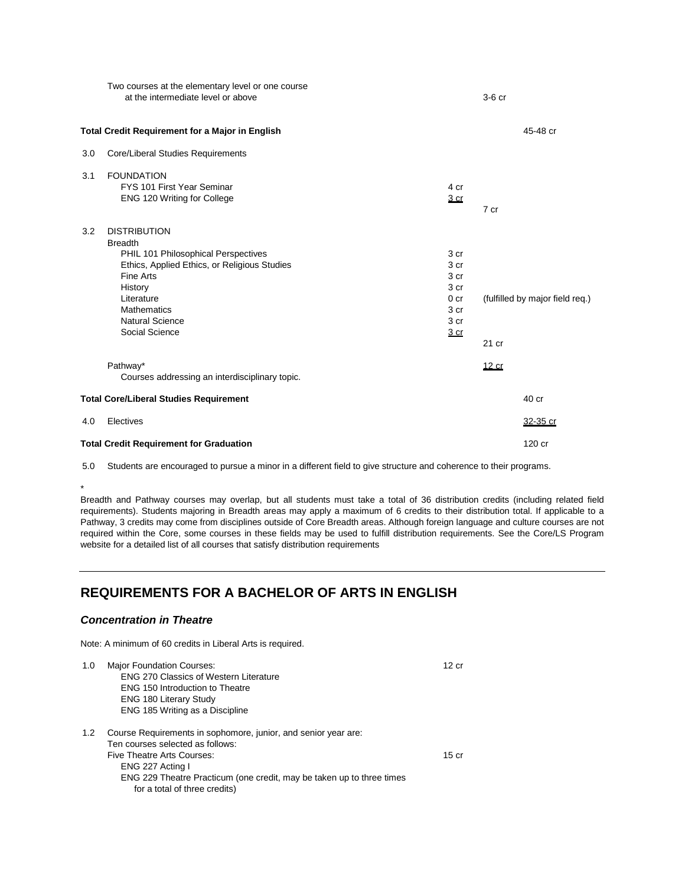| | | | |
|---|---|---|---|
| | Two courses at the elementary level or one course at the intermediate level or above | | 3-6 cr |
| **Total Credit Requirement for a Major in English** | | | 45-48 cr |
| 3.0 | Core/Liberal Studies Requirements | | |
| 3.1 | FOUNDATION | | |
| | FYS 101 First Year Seminar | 4 cr | |
| | ENG 120 Writing for College | 3 cr | |
| | | | 7 cr |
| 3.2 | DISTRIBUTION | | |
| | Breadth | | |
| | PHIL 101 Philosophical Perspectives | 3 cr | |
| | Ethics, Applied Ethics, or Religious Studies | 3 cr | |
| | Fine Arts | 3 cr | |
| | History | 3 cr | |
| | Literature | 0 cr | (fulfilled by major field req.) |
| | Mathematics | 3 cr | |
| | Natural Science | 3 cr | |
| | Social Science | 3 cr | |
| | | | 21 cr |
| | Pathway* Courses addressing an interdisciplinary topic. | | 12 cr |
| **Total Core/Liberal Studies Requirement** | | | 40 cr |
| 4.0 | Electives | | 32-35 cr |
| **Total Credit Requirement for Graduation** | | | 120 cr |

5.0 Students are encouraged to pursue a minor in a different field to give structure and coherence to their programs.

\* Breadth and Pathway courses may overlap, but all students must take a total of 36 distribution credits (including related field requirements). Students majoring in Breadth areas may apply a maximum of 6 credits to their distribution total. If applicable to a Pathway, 3 credits may come from disciplines outside of Core Breadth areas. Although foreign language and culture courses are not required within the Core, some courses in these fields may be used to fulfill distribution requirements. See the Core/LS Program website for a detailed list of all courses that satisfy distribution requirements

---

## REQUIREMENTS FOR A BACHELOR OF ARTS IN ENGLISH

### *Concentration in Theatre*

Note: A minimum of 60 credits in Liberal Arts is required.

1.0 Major Foundation Courses: 12 cr
- ENG 270 Classics of Western Literature
- ENG 150 Introduction to Theatre
- ENG 180 Literary Study
- ENG 185 Writing as a Discipline

1.2 Course Requirements in sophomore, junior, and senior year are:
Ten courses selected as follows:
Five Theatre Arts Courses: 15 cr
- ENG 227 Acting I
- ENG 229 Theatre Practicum (one credit, may be taken up to three times for a total of three credits)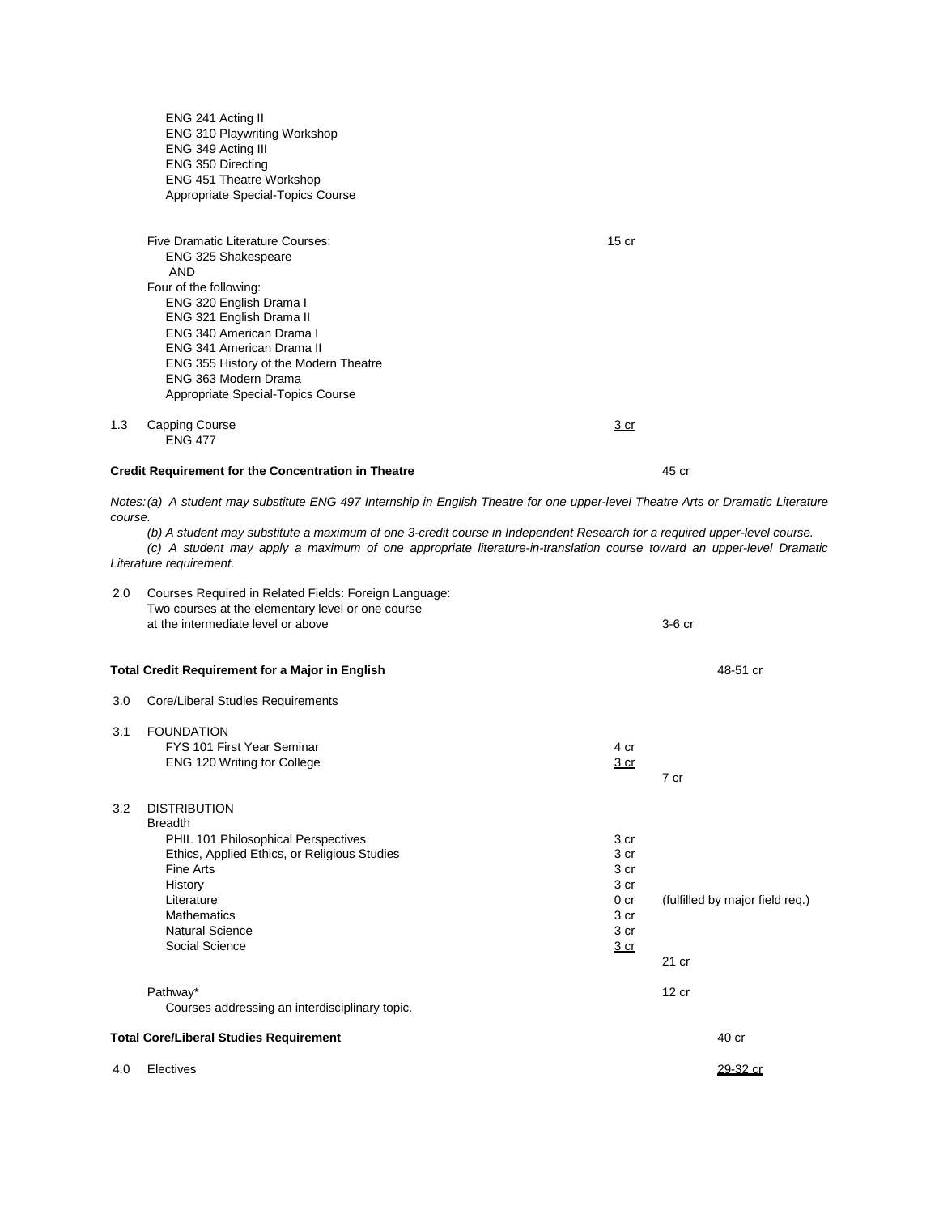ENG 241 Acting II
ENG 310 Playwriting Workshop
ENG 349 Acting III
ENG 350 Directing
ENG 451 Theatre Workshop
Appropriate Special-Topics Course

Five Dramatic Literature Courses: 15 cr
ENG 325 Shakespeare
AND
Four of the following:
ENG 320 English Drama I
ENG 321 English Drama II
ENG 340 American Drama I
ENG 341 American Drama II
ENG 355 History of the Modern Theatre
ENG 363 Modern Drama
Appropriate Special-Topics Course

1.3 Capping Course 3 cr
ENG 477

**Credit Requirement for the Concentration in Theatre** 45 cr

*Notes: (a) A student may substitute ENG 497 Internship in English Theatre for one upper-level Theatre Arts or Dramatic Literature course.*

*(b) A student may substitute a maximum of one 3-credit course in Independent Research for a required upper-level course.*

*(c) A student may apply a maximum of one appropriate literature-in-translation course toward an upper-level Dramatic Literature requirement.*

2.0 Courses Required in Related Fields: Foreign Language:
Two courses at the elementary level or one course at the intermediate level or above 3-6 cr

**Total Credit Requirement for a Major in English** 48-51 cr

3.0 Core/Liberal Studies Requirements

3.1 FOUNDATION

| Course | Credits | Subtotal |
|---|---|---|
| FYS 101 First Year Seminar | 4 cr | |
| ENG 120 Writing for College | 3 cr | |
| | | 7 cr |

3.2 DISTRIBUTION

Breadth

| Course | Credits | Subtotal |
|---|---|---|
| PHIL 101 Philosophical Perspectives | 3 cr | |
| Ethics, Applied Ethics, or Religious Studies | 3 cr | |
| Fine Arts | 3 cr | |
| History | 3 cr | |
| Literature | 0 cr | (fulfilled by major field req.) |
| Mathematics | 3 cr | |
| Natural Science | 3 cr | |
| Social Science | 3 cr | |
| | | 21 cr |

Pathway* 12 cr
Courses addressing an interdisciplinary topic.

**Total Core/Liberal Studies Requirement** 40 cr

4.0 Electives 29-32 cr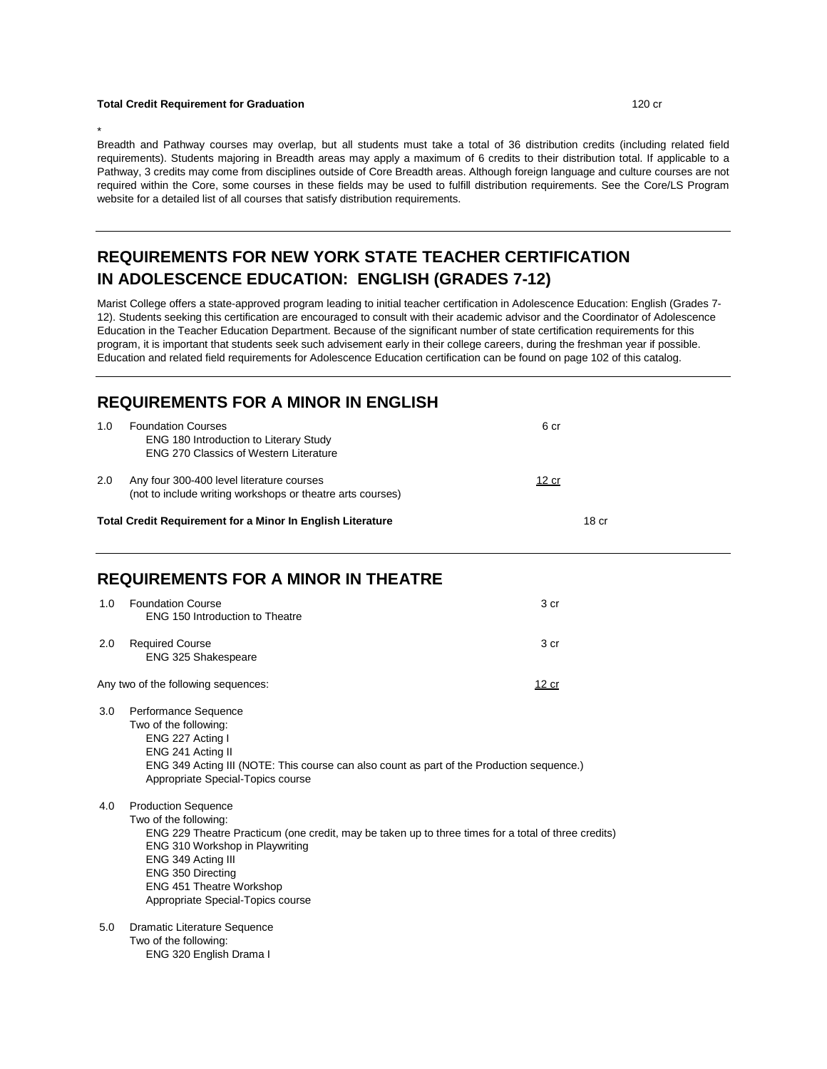**Total Credit Requirement for Graduation** 120 cr

\*
Breadth and Pathway courses may overlap, but all students must take a total of 36 distribution credits (including related field requirements). Students majoring in Breadth areas may apply a maximum of 6 credits to their distribution total. If applicable to a Pathway, 3 credits may come from disciplines outside of Core Breadth areas. Although foreign language and culture courses are not required within the Core, some courses in these fields may be used to fulfill distribution requirements. See the Core/LS Program website for a detailed list of all courses that satisfy distribution requirements.

---

## REQUIREMENTS FOR NEW YORK STATE TEACHER CERTIFICATION IN ADOLESCENCE EDUCATION: ENGLISH (GRADES 7-12)

Marist College offers a state-approved program leading to initial teacher certification in Adolescence Education: English (Grades 7-12). Students seeking this certification are encouraged to consult with their academic advisor and the Coordinator of Adolescence Education in the Teacher Education Department. Because of the significant number of state certification requirements for this program, it is important that students seek such advisement early in their college careers, during the freshman year if possible. Education and related field requirements for Adolescence Education certification can be found on page 102 of this catalog.

---

## REQUIREMENTS FOR A MINOR IN ENGLISH

1.0 Foundation Courses — 6 cr
- ENG 180 Introduction to Literary Study
- ENG 270 Classics of Western Literature

2.0 Any four 300-400 level literature courses (not to include writing workshops or theatre arts courses) — 12 cr

**Total Credit Requirement for a Minor In English Literature** 18 cr

---

## REQUIREMENTS FOR A MINOR IN THEATRE

1.0 Foundation Course — 3 cr
- ENG 150 Introduction to Theatre

2.0 Required Course — 3 cr
- ENG 325 Shakespeare

Any two of the following sequences: 12 cr

3.0 Performance Sequence
Two of the following:
- ENG 227 Acting I
- ENG 241 Acting II
- ENG 349 Acting III (NOTE: This course can also count as part of the Production sequence.)
- Appropriate Special-Topics course

4.0 Production Sequence
Two of the following:
- ENG 229 Theatre Practicum (one credit, may be taken up to three times for a total of three credits)
- ENG 310 Workshop in Playwriting
- ENG 349 Acting III
- ENG 350 Directing
- ENG 451 Theatre Workshop
- Appropriate Special-Topics course

5.0 Dramatic Literature Sequence
Two of the following:
- ENG 320 English Drama I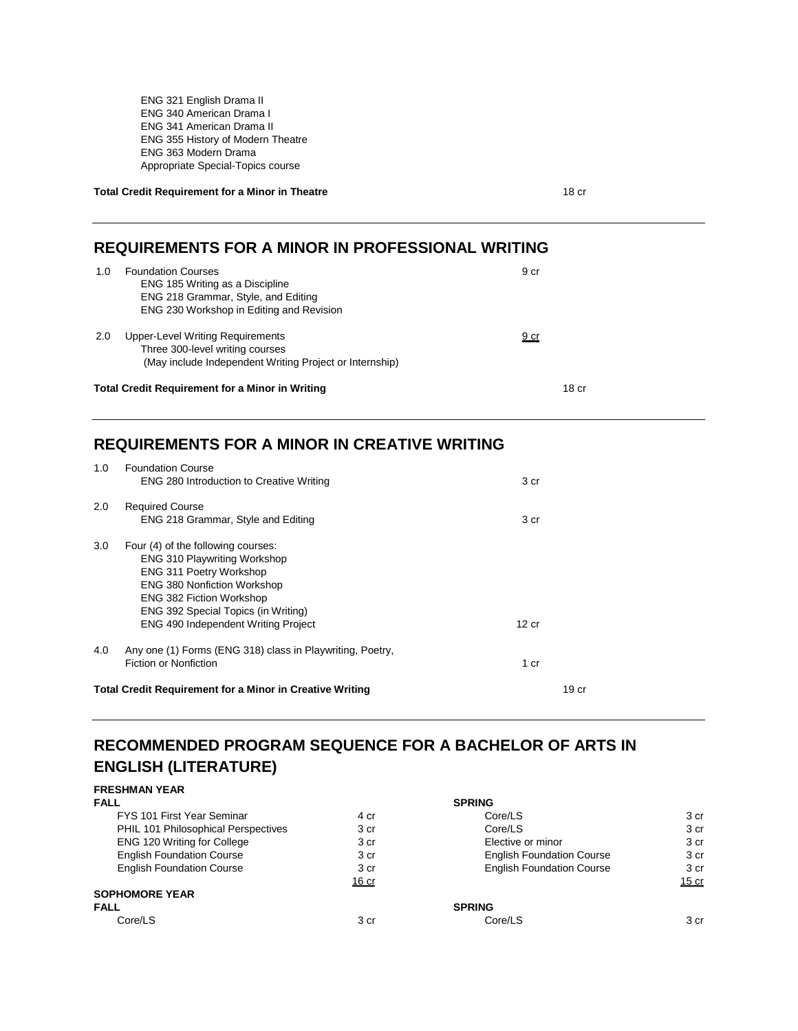ENG 321 English Drama II
ENG 340 American Drama I
ENG 341 American Drama II
ENG 355 History of Modern Theatre
ENG 363 Modern Drama
Appropriate Special-Topics course

**Total Credit Requirement for a Minor in Theatre** 18 cr

---

## REQUIREMENTS FOR A MINOR IN PROFESSIONAL WRITING

| | | | |
|---|---|---|---|
| 1.0 | Foundation Courses<br>ENG 185 Writing as a Discipline<br>ENG 218 Grammar, Style, and Editing<br>ENG 230 Workshop in Editing and Revision | 9 cr | |
| 2.0 | Upper-Level Writing Requirements<br>Three 300-level writing courses<br>(May include Independent Writing Project or Internship) | 9 cr | |
| **Total Credit Requirement for a Minor in Writing** | | | 18 cr |

---

## REQUIREMENTS FOR A MINOR IN CREATIVE WRITING

| | | | |
|---|---|---|---|
| 1.0 | Foundation Course<br>ENG 280 Introduction to Creative Writing | 3 cr | |
| 2.0 | Required Course<br>ENG 218 Grammar, Style and Editing | 3 cr | |
| 3.0 | Four (4) of the following courses:<br>ENG 310 Playwriting Workshop<br>ENG 311 Poetry Workshop<br>ENG 380 Nonfiction Workshop<br>ENG 382 Fiction Workshop<br>ENG 392 Special Topics (in Writing)<br>ENG 490 Independent Writing Project | 12 cr | |
| 4.0 | Any one (1) Forms (ENG 318) class in Playwriting, Poetry, Fiction or Nonfiction | 1 cr | |
| **Total Credit Requirement for a Minor in Creative Writing** | | | 19 cr |

---

## RECOMMENDED PROGRAM SEQUENCE FOR A BACHELOR OF ARTS IN ENGLISH (LITERATURE)

**FRESHMAN YEAR**

| **FALL** | | **SPRING** | |
|---|---|---|---|
| FYS 101 First Year Seminar | 4 cr | Core/LS | 3 cr |
| PHIL 101 Philosophical Perspectives | 3 cr | Core/LS | 3 cr |
| ENG 120 Writing for College | 3 cr | Elective or minor | 3 cr |
| English Foundation Course | 3 cr | English Foundation Course | 3 cr |
| English Foundation Course | 3 cr | English Foundation Course | 3 cr |
| | 16 cr | | 15 cr |

**SOPHOMORE YEAR**

| **FALL** | | **SPRING** | |
|---|---|---|---|
| Core/LS | 3 cr | Core/LS | 3 cr |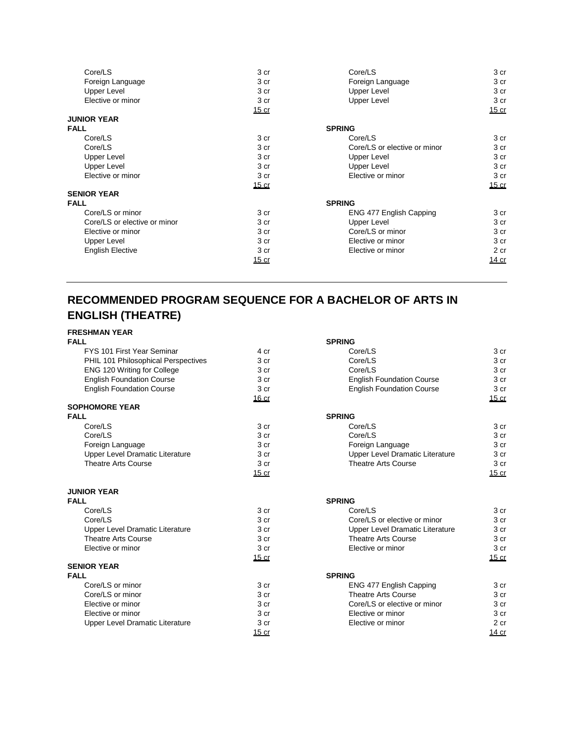| | | | |
|---|---|---|---|
| Core/LS | 3 cr | Core/LS | 3 cr |
| Foreign Language | 3 cr | Foreign Language | 3 cr |
| Upper Level | 3 cr | Upper Level | 3 cr |
| Elective or minor | 3 cr | Upper Level | 3 cr |
| | 15 cr | | 15 cr |
| **JUNIOR YEAR** | | | |
| **FALL** | | **SPRING** | |
| Core/LS | 3 cr | Core/LS | 3 cr |
| Core/LS | 3 cr | Core/LS or elective or minor | 3 cr |
| Upper Level | 3 cr | Upper Level | 3 cr |
| Upper Level | 3 cr | Upper Level | 3 cr |
| Elective or minor | 3 cr | Elective or minor | 3 cr |
| | 15 cr | | 15 cr |
| **SENIOR YEAR** | | | |
| **FALL** | | **SPRING** | |
| Core/LS or minor | 3 cr | ENG 477 English Capping | 3 cr |
| Core/LS or elective or minor | 3 cr | Upper Level | 3 cr |
| Elective or minor | 3 cr | Core/LS or minor | 3 cr |
| Upper Level | 3 cr | Elective or minor | 3 cr |
| English Elective | 3 cr | Elective or minor | 2 cr |
| | 15 cr | | 14 cr |

## RECOMMENDED PROGRAM SEQUENCE FOR A BACHELOR OF ARTS IN ENGLISH (THEATRE)

| | | | |
|---|---|---|---|
| **FRESHMAN YEAR** | | | |
| **FALL** | | **SPRING** | |
| FYS 101 First Year Seminar | 4 cr | Core/LS | 3 cr |
| PHIL 101 Philosophical Perspectives | 3 cr | Core/LS | 3 cr |
| ENG 120 Writing for College | 3 cr | Core/LS | 3 cr |
| English Foundation Course | 3 cr | English Foundation Course | 3 cr |
| English Foundation Course | 3 cr | English Foundation Course | 3 cr |
| | 16 cr | | 15 cr |
| **SOPHOMORE YEAR** | | | |
| **FALL** | | **SPRING** | |
| Core/LS | 3 cr | Core/LS | 3 cr |
| Core/LS | 3 cr | Core/LS | 3 cr |
| Foreign Language | 3 cr | Foreign Language | 3 cr |
| Upper Level Dramatic Literature | 3 cr | Upper Level Dramatic Literature | 3 cr |
| Theatre Arts Course | 3 cr | Theatre Arts Course | 3 cr |
| | 15 cr | | 15 cr |
| **JUNIOR YEAR** | | | |
| **FALL** | | **SPRING** | |
| Core/LS | 3 cr | Core/LS | 3 cr |
| Core/LS | 3 cr | Core/LS or elective or minor | 3 cr |
| Upper Level Dramatic Literature | 3 cr | Upper Level Dramatic Literature | 3 cr |
| Theatre Arts Course | 3 cr | Theatre Arts Course | 3 cr |
| Elective or minor | 3 cr | Elective or minor | 3 cr |
| | 15 cr | | 15 cr |
| **SENIOR YEAR** | | | |
| **FALL** | | **SPRING** | |
| Core/LS or minor | 3 cr | ENG 477 English Capping | 3 cr |
| Core/LS or minor | 3 cr | Theatre Arts Course | 3 cr |
| Elective or minor | 3 cr | Core/LS or elective or minor | 3 cr |
| Elective or minor | 3 cr | Elective or minor | 3 cr |
| Upper Level Dramatic Literature | 3 cr | Elective or minor | 2 cr |
| | 15 cr | | 14 cr |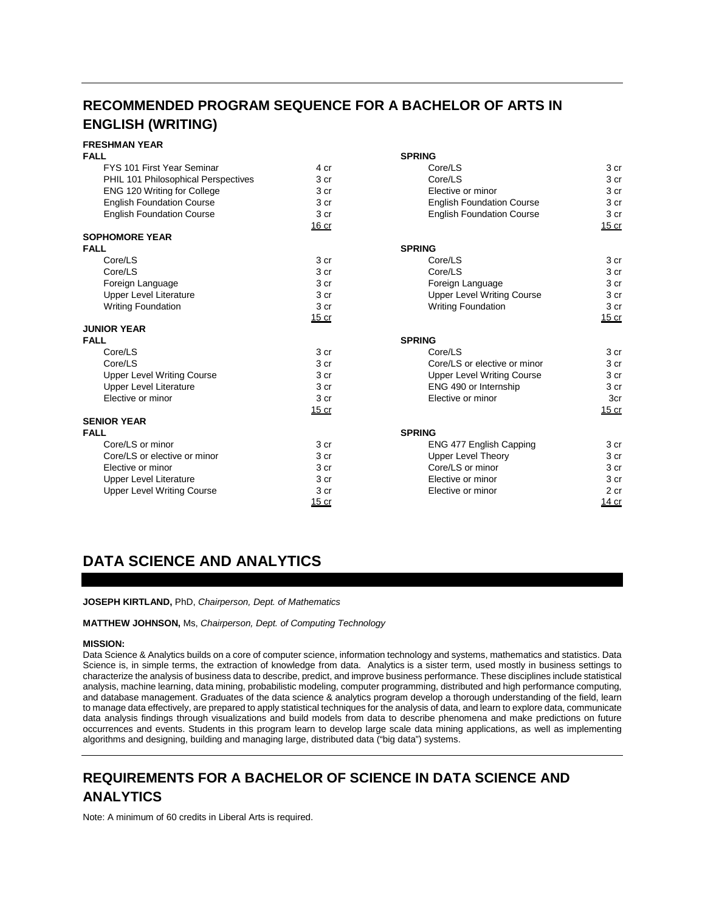## RECOMMENDED PROGRAM SEQUENCE FOR A BACHELOR OF ARTS IN ENGLISH (WRITING)

**FRESHMAN YEAR**

| FALL | | SPRING | |
|---|---|---|---|
| FYS 101 First Year Seminar | 4 cr | Core/LS | 3 cr |
| PHIL 101 Philosophical Perspectives | 3 cr | Core/LS | 3 cr |
| ENG 120 Writing for College | 3 cr | Elective or minor | 3 cr |
| English Foundation Course | 3 cr | English Foundation Course | 3 cr |
| English Foundation Course | 3 cr | English Foundation Course | 3 cr |
| | 16 cr | | 15 cr |

**SOPHOMORE YEAR**

| FALL | | SPRING | |
|---|---|---|---|
| Core/LS | 3 cr | Core/LS | 3 cr |
| Core/LS | 3 cr | Core/LS | 3 cr |
| Foreign Language | 3 cr | Foreign Language | 3 cr |
| Upper Level Literature | 3 cr | Upper Level Writing Course | 3 cr |
| Writing Foundation | 3 cr | Writing Foundation | 3 cr |
| | 15 cr | | 15 cr |

**JUNIOR YEAR**

| FALL | | SPRING | |
|---|---|---|---|
| Core/LS | 3 cr | Core/LS | 3 cr |
| Core/LS | 3 cr | Core/LS or elective or minor | 3 cr |
| Upper Level Writing Course | 3 cr | Upper Level Writing Course | 3 cr |
| Upper Level Literature | 3 cr | ENG 490 or Internship | 3 cr |
| Elective or minor | 3 cr | Elective or minor | 3cr |
| | 15 cr | | 15 cr |

**SENIOR YEAR**

| FALL | | SPRING | |
|---|---|---|---|
| Core/LS or minor | 3 cr | ENG 477 English Capping | 3 cr |
| Core/LS or elective or minor | 3 cr | Upper Level Theory | 3 cr |
| Elective or minor | 3 cr | Core/LS or minor | 3 cr |
| Upper Level Literature | 3 cr | Elective or minor | 3 cr |
| Upper Level Writing Course | 3 cr | Elective or minor | 2 cr |
| | 15 cr | | 14 cr |

# DATA SCIENCE AND ANALYTICS

**JOSEPH KIRTLAND,** PhD, *Chairperson, Dept. of Mathematics*

**MATTHEW JOHNSON,** Ms, *Chairperson, Dept. of Computing Technology*

**MISSION:**

Data Science & Analytics builds on a core of computer science, information technology and systems, mathematics and statistics. Data Science is, in simple terms, the extraction of knowledge from data. Analytics is a sister term, used mostly in business settings to characterize the analysis of business data to describe, predict, and improve business performance. These disciplines include statistical analysis, machine learning, data mining, probabilistic modeling, computer programming, distributed and high performance computing, and database management. Graduates of the data science & analytics program develop a thorough understanding of the field, learn to manage data effectively, are prepared to apply statistical techniques for the analysis of data, and learn to explore data, communicate data analysis findings through visualizations and build models from data to describe phenomena and make predictions on future occurrences and events. Students in this program learn to develop large scale data mining applications, as well as implementing algorithms and designing, building and managing large, distributed data ("big data") systems.

## REQUIREMENTS FOR A BACHELOR OF SCIENCE IN DATA SCIENCE AND ANALYTICS

Note: A minimum of 60 credits in Liberal Arts is required.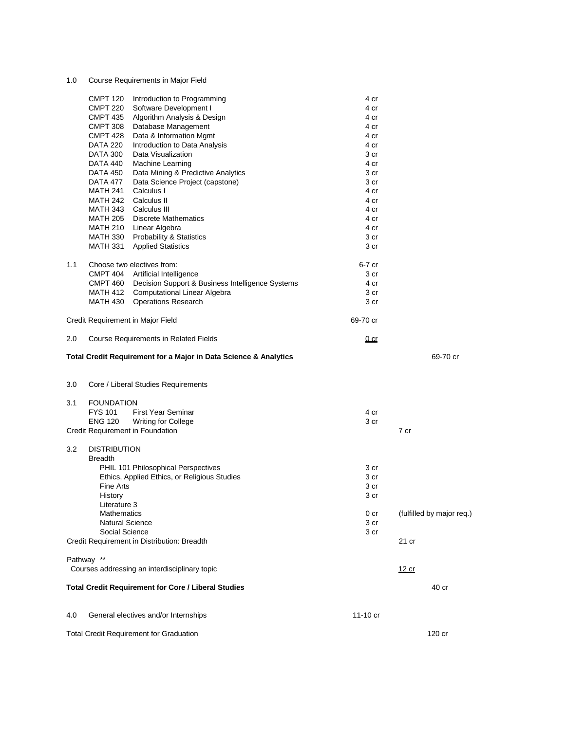1.0 Course Requirements in Major Field

| Course | Title | Credits | |
|---|---|---|---|
| CMPT 120 | Introduction to Programming | 4 cr | |
| CMPT 220 | Software Development I | 4 cr | |
| CMPT 435 | Algorithm Analysis & Design | 4 cr | |
| CMPT 308 | Database Management | 4 cr | |
| CMPT 428 | Data & Information Mgmt | 4 cr | |
| DATA 220 | Introduction to Data Analysis | 4 cr | |
| DATA 300 | Data Visualization | 3 cr | |
| DATA 440 | Machine Learning | 4 cr | |
| DATA 450 | Data Mining & Predictive Analytics | 3 cr | |
| DATA 477 | Data Science Project (capstone) | 3 cr | |
| MATH 241 | Calculus I | 4 cr | |
| MATH 242 | Calculus II | 4 cr | |
| MATH 343 | Calculus III | 4 cr | |
| MATH 205 | Discrete Mathematics | 4 cr | |
| MATH 210 | Linear Algebra | 4 cr | |
| MATH 330 | Probability & Statistics | 3 cr | |
| MATH 331 | Applied Statistics | 3 cr | |
| 1.1 | Choose two electives from: | 6-7 cr | |
| CMPT 404 | Artificial Intelligence | 3 cr | |
| CMPT 460 | Decision Support & Business Intelligence Systems | 4 cr | |
| MATH 412 | Computational Linear Algebra | 3 cr | |
| MATH 430 | Operations Research | 3 cr | |
| Credit Requirement in Major Field | | 69-70 cr | |
| 2.0 | Course Requirements in Related Fields | 0 cr | |
| **Total Credit Requirement for a Major in Data Science & Analytics** | | | 69-70 cr |

3.0 Core / Liberal Studies Requirements

| | | | |
|---|---|---|---|
| 3.1 FOUNDATION | | | |
| FYS 101 | First Year Seminar | 4 cr | |
| ENG 120 | Writing for College | 3 cr | |
| Credit Requirement in Foundation | | | 7 cr |
| 3.2 DISTRIBUTION | | | |
| Breadth | | | |
| | PHIL 101 Philosophical Perspectives | 3 cr | |
| | Ethics, Applied Ethics, or Religious Studies | 3 cr | |
| | Fine Arts | 3 cr | |
| | History | 3 cr | |
| | Literature 3 | | |
| | Mathematics | 0 cr | (fulfilled by major req.) |
| | Natural Science | 3 cr | |
| | Social Science | 3 cr | |
| Credit Requirement in Distribution: Breadth | | | 21 cr |
| Pathway ** | | | |
| Courses addressing an interdisciplinary topic | | | 12 cr |
| **Total Credit Requirement for Core / Liberal Studies** | | | 40 cr |

| | | |
|---|---|---|
| 4.0 General electives and/or Internships | 11-10 cr | |
| Total Credit Requirement for Graduation | | 120 cr |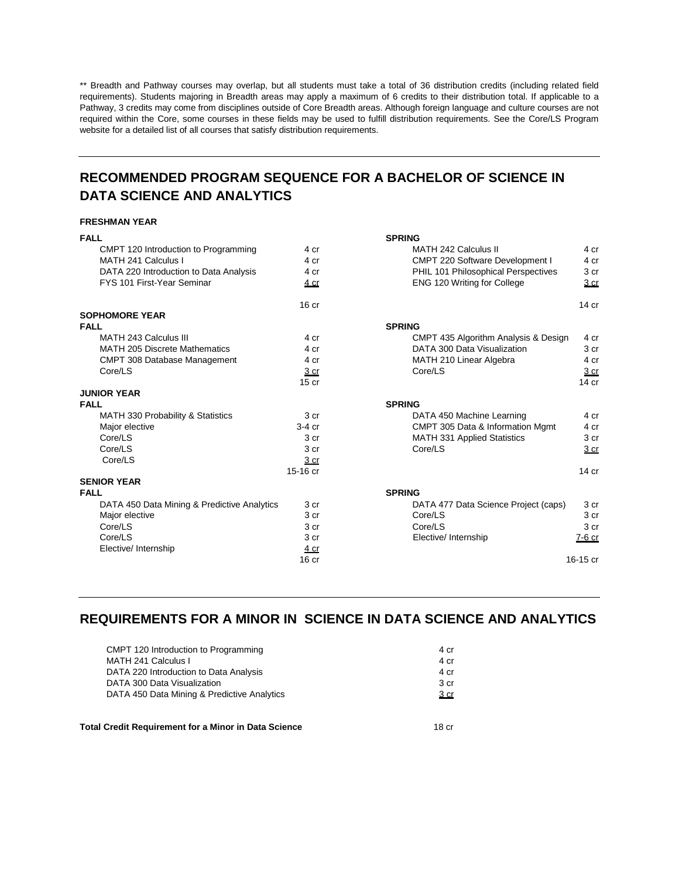** Breadth and Pathway courses may overlap, but all students must take a total of 36 distribution credits (including related field requirements). Students majoring in Breadth areas may apply a maximum of 6 credits to their distribution total. If applicable to a Pathway, 3 credits may come from disciplines outside of Core Breadth areas. Although foreign language and culture courses are not required within the Core, some courses in these fields may be used to fulfill distribution requirements. See the Core/LS Program website for a detailed list of all courses that satisfy distribution requirements.

---

## RECOMMENDED PROGRAM SEQUENCE FOR A BACHELOR OF SCIENCE IN DATA SCIENCE AND ANALYTICS

### FRESHMAN YEAR

| FALL | | SPRING | |
|---|---|---|---|
| CMPT 120 Introduction to Programming | 4 cr | MATH 242 Calculus II | 4 cr |
| MATH 241 Calculus I | 4 cr | CMPT 220 Software Development I | 4 cr |
| DATA 220 Introduction to Data Analysis | 4 cr | PHIL 101 Philosophical Perspectives | 3 cr |
| FYS 101 First-Year Seminar | 4 cr | ENG 120 Writing for College | 3 cr |
| | 16 cr | | 14 cr |

### SOPHOMORE YEAR

| FALL | | SPRING | |
|---|---|---|---|
| MATH 243 Calculus III | 4 cr | CMPT 435 Algorithm Analysis & Design | 4 cr |
| MATH 205 Discrete Mathematics | 4 cr | DATA 300 Data Visualization | 3 cr |
| CMPT 308 Database Management | 4 cr | MATH 210 Linear Algebra | 4 cr |
| Core/LS | 3 cr | Core/LS | 3 cr |
| | 15 cr | | 14 cr |

### JUNIOR YEAR

| FALL | | SPRING | |
|---|---|---|---|
| MATH 330 Probability & Statistics | 3 cr | DATA 450 Machine Learning | 4 cr |
| Major elective | 3-4 cr | CMPT 305 Data & Information Mgmt | 4 cr |
| Core/LS | 3 cr | MATH 331 Applied Statistics | 3 cr |
| Core/LS | 3 cr | Core/LS | 3 cr |
| Core/LS | 3 cr | | |
| | 15-16 cr | | 14 cr |

### SENIOR YEAR

| FALL | | SPRING | |
|---|---|---|---|
| DATA 450 Data Mining & Predictive Analytics | 3 cr | DATA 477 Data Science Project (caps) | 3 cr |
| Major elective | 3 cr | Core/LS | 3 cr |
| Core/LS | 3 cr | Core/LS | 3 cr |
| Core/LS | 3 cr | Elective/ Internship | 7-6 cr |
| Elective/ Internship | 4 cr | | |
| | 16 cr | | 16-15 cr |

---

## REQUIREMENTS FOR A MINOR IN SCIENCE IN DATA SCIENCE AND ANALYTICS

| Course | Credits |
|---|---|
| CMPT 120 Introduction to Programming | 4 cr |
| MATH 241 Calculus I | 4 cr |
| DATA 220 Introduction to Data Analysis | 4 cr |
| DATA 300 Data Visualization | 3 cr |
| DATA 450 Data Mining & Predictive Analytics | 3 cr |

**Total Credit Requirement for a Minor in Data Science** 18 cr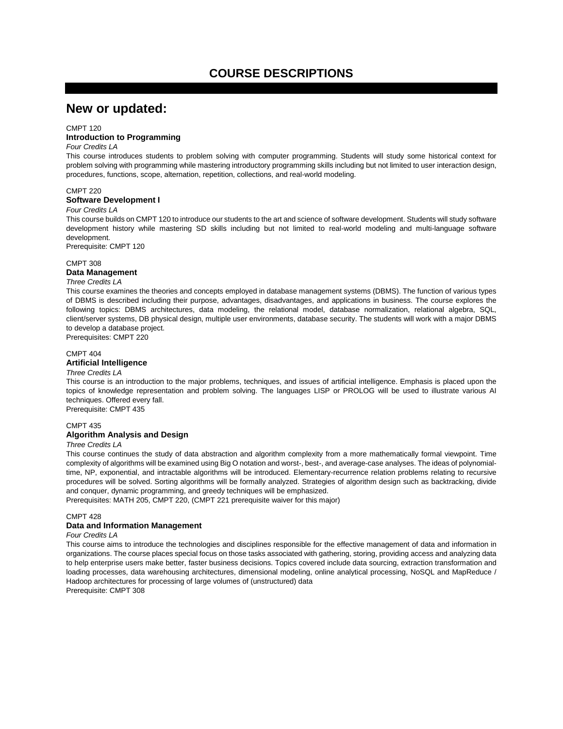# COURSE DESCRIPTIONS

## New or updated:

CMPT 120

**Introduction to Programming**

*Four Credits LA*

This course introduces students to problem solving with computer programming. Students will study some historical context for problem solving with programming while mastering introductory programming skills including but not limited to user interaction design, procedures, functions, scope, alternation, repetition, collections, and real-world modeling.

CMPT 220

**Software Development I**

*Four Credits LA*

This course builds on CMPT 120 to introduce our students to the art and science of software development. Students will study software development history while mastering SD skills including but not limited to real-world modeling and multi-language software development.

Prerequisite: CMPT 120

CMPT 308

**Data Management**

*Three Credits LA*

This course examines the theories and concepts employed in database management systems (DBMS). The function of various types of DBMS is described including their purpose, advantages, disadvantages, and applications in business. The course explores the following topics: DBMS architectures, data modeling, the relational model, database normalization, relational algebra, SQL, client/server systems, DB physical design, multiple user environments, database security. The students will work with a major DBMS to develop a database project.

Prerequisites: CMPT 220

CMPT 404

**Artificial Intelligence**

*Three Credits LA*

This course is an introduction to the major problems, techniques, and issues of artificial intelligence. Emphasis is placed upon the topics of knowledge representation and problem solving. The languages LISP or PROLOG will be used to illustrate various AI techniques. Offered every fall.

Prerequisite: CMPT 435

CMPT 435

**Algorithm Analysis and Design**

*Three Credits LA*

This course continues the study of data abstraction and algorithm complexity from a more mathematically formal viewpoint. Time complexity of algorithms will be examined using Big O notation and worst-, best-, and average-case analyses. The ideas of polynomial-time, NP, exponential, and intractable algorithms will be introduced. Elementary-recurrence relation problems relating to recursive procedures will be solved. Sorting algorithms will be formally analyzed. Strategies of algorithm design such as backtracking, divide and conquer, dynamic programming, and greedy techniques will be emphasized.

Prerequisites: MATH 205, CMPT 220, (CMPT 221 prerequisite waiver for this major)

CMPT 428

**Data and Information Management**

*Four Credits LA*

This course aims to introduce the technologies and disciplines responsible for the effective management of data and information in organizations. The course places special focus on those tasks associated with gathering, storing, providing access and analyzing data to help enterprise users make better, faster business decisions. Topics covered include data sourcing, extraction transformation and loading processes, data warehousing architectures, dimensional modeling, online analytical processing, NoSQL and MapReduce / Hadoop architectures for processing of large volumes of (unstructured) data

Prerequisite: CMPT 308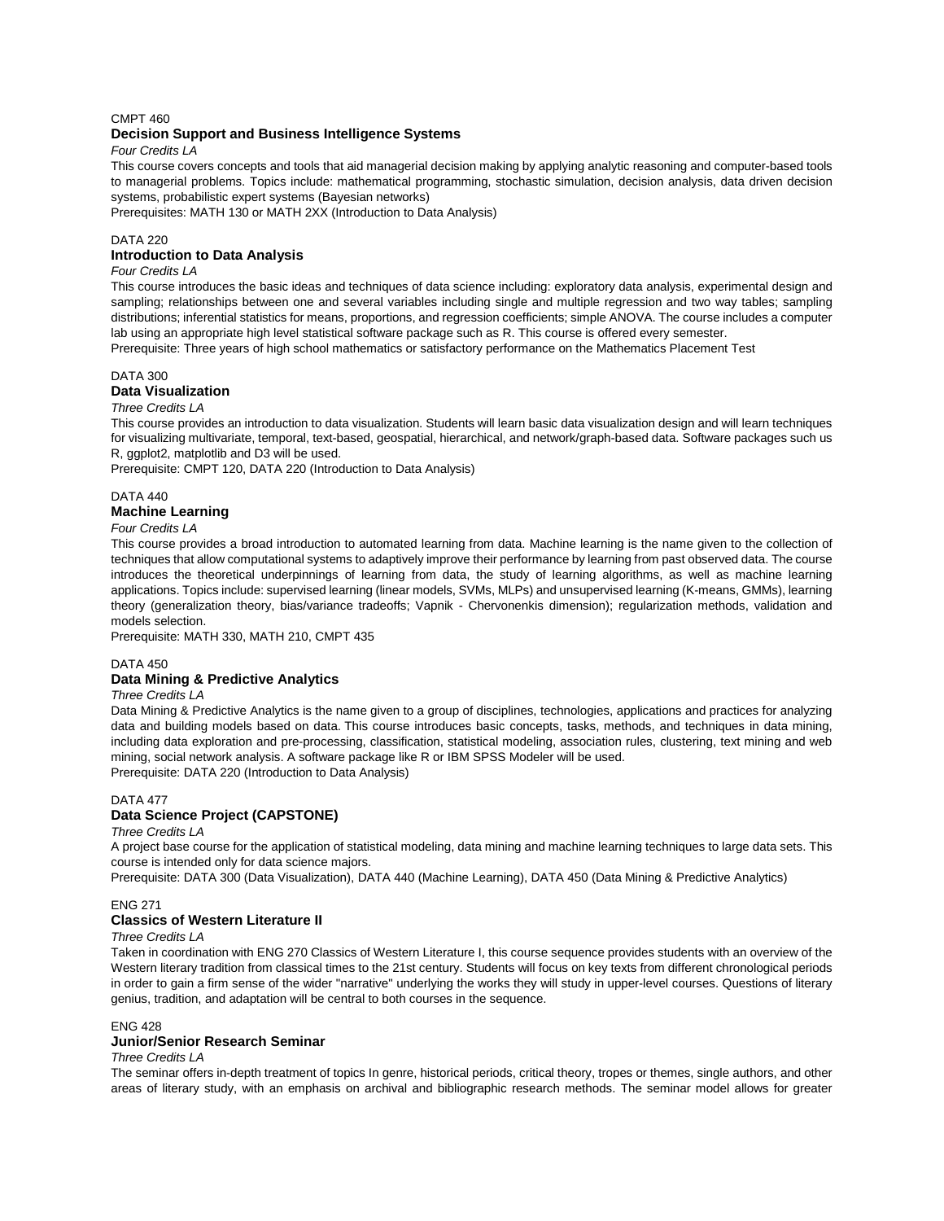CMPT 460

**Decision Support and Business Intelligence Systems**

*Four Credits LA*

This course covers concepts and tools that aid managerial decision making by applying analytic reasoning and computer-based tools to managerial problems. Topics include: mathematical programming, stochastic simulation, decision analysis, data driven decision systems, probabilistic expert systems (Bayesian networks)

Prerequisites: MATH 130 or MATH 2XX (Introduction to Data Analysis)

DATA 220

**Introduction to Data Analysis**

*Four Credits LA*

This course introduces the basic ideas and techniques of data science including: exploratory data analysis, experimental design and sampling; relationships between one and several variables including single and multiple regression and two way tables; sampling distributions; inferential statistics for means, proportions, and regression coefficients; simple ANOVA. The course includes a computer lab using an appropriate high level statistical software package such as R. This course is offered every semester.

Prerequisite: Three years of high school mathematics or satisfactory performance on the Mathematics Placement Test

DATA 300

**Data Visualization**

*Three Credits LA*

This course provides an introduction to data visualization. Students will learn basic data visualization design and will learn techniques for visualizing multivariate, temporal, text-based, geospatial, hierarchical, and network/graph-based data. Software packages such us R, ggplot2, matplotlib and D3 will be used.

Prerequisite: CMPT 120, DATA 220 (Introduction to Data Analysis)

DATA 440

**Machine Learning**

*Four Credits LA*

This course provides a broad introduction to automated learning from data. Machine learning is the name given to the collection of techniques that allow computational systems to adaptively improve their performance by learning from past observed data. The course introduces the theoretical underpinnings of learning from data, the study of learning algorithms, as well as machine learning applications. Topics include: supervised learning (linear models, SVMs, MLPs) and unsupervised learning (K-means, GMMs), learning theory (generalization theory, bias/variance tradeoffs; Vapnik - Chervonenkis dimension); regularization methods, validation and models selection.

Prerequisite: MATH 330, MATH 210, CMPT 435

DATA 450

**Data Mining & Predictive Analytics**

*Three Credits LA*

Data Mining & Predictive Analytics is the name given to a group of disciplines, technologies, applications and practices for analyzing data and building models based on data. This course introduces basic concepts, tasks, methods, and techniques in data mining, including data exploration and pre-processing, classification, statistical modeling, association rules, clustering, text mining and web mining, social network analysis. A software package like R or IBM SPSS Modeler will be used.

Prerequisite: DATA 220 (Introduction to Data Analysis)

DATA 477

**Data Science Project (CAPSTONE)**

*Three Credits LA*

A project base course for the application of statistical modeling, data mining and machine learning techniques to large data sets. This course is intended only for data science majors.

Prerequisite: DATA 300 (Data Visualization), DATA 440 (Machine Learning), DATA 450 (Data Mining & Predictive Analytics)

ENG 271

**Classics of Western Literature II**

*Three Credits LA*

Taken in coordination with ENG 270 Classics of Western Literature I, this course sequence provides students with an overview of the Western literary tradition from classical times to the 21st century. Students will focus on key texts from different chronological periods in order to gain a firm sense of the wider "narrative" underlying the works they will study in upper-level courses. Questions of literary genius, tradition, and adaptation will be central to both courses in the sequence.

ENG 428

**Junior/Senior Research Seminar**

*Three Credits LA*

The seminar offers in-depth treatment of topics In genre, historical periods, critical theory, tropes or themes, single authors, and other areas of literary study, with an emphasis on archival and bibliographic research methods. The seminar model allows for greater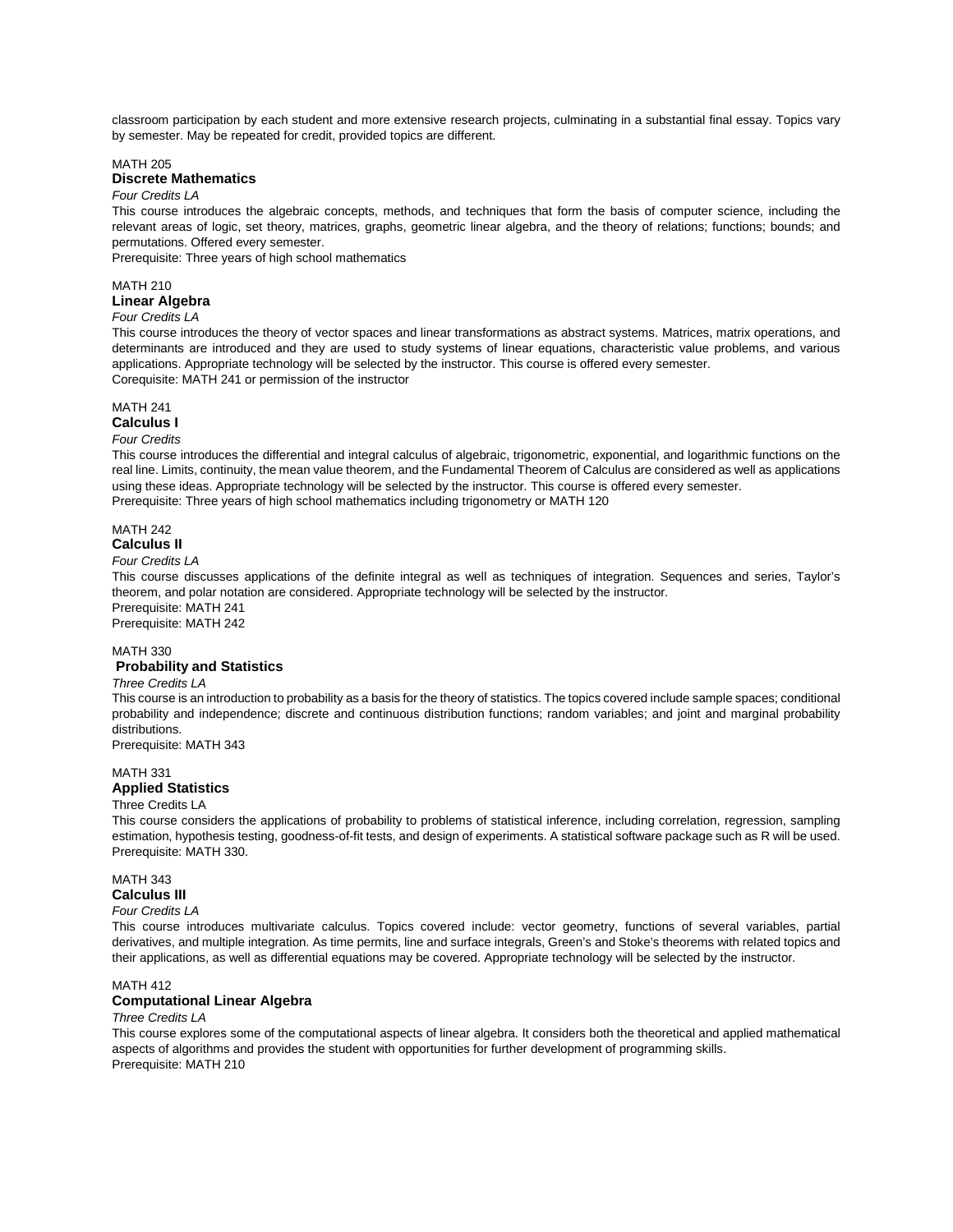classroom participation by each student and more extensive research projects, culminating in a substantial final essay. Topics vary by semester. May be repeated for credit, provided topics are different.

MATH 205
### Discrete Mathematics
*Four Credits LA*

This course introduces the algebraic concepts, methods, and techniques that form the basis of computer science, including the relevant areas of logic, set theory, matrices, graphs, geometric linear algebra, and the theory of relations; functions; bounds; and permutations. Offered every semester.

Prerequisite: Three years of high school mathematics

MATH 210
### Linear Algebra
*Four Credits LA*

This course introduces the theory of vector spaces and linear transformations as abstract systems. Matrices, matrix operations, and determinants are introduced and they are used to study systems of linear equations, characteristic value problems, and various applications. Appropriate technology will be selected by the instructor. This course is offered every semester.

Corequisite: MATH 241 or permission of the instructor

MATH 241
### Calculus I
*Four Credits*

This course introduces the differential and integral calculus of algebraic, trigonometric, exponential, and logarithmic functions on the real line. Limits, continuity, the mean value theorem, and the Fundamental Theorem of Calculus are considered as well as applications using these ideas. Appropriate technology will be selected by the instructor. This course is offered every semester.

Prerequisite: Three years of high school mathematics including trigonometry or MATH 120

MATH 242
### Calculus II
*Four Credits LA*

This course discusses applications of the definite integral as well as techniques of integration. Sequences and series, Taylor's theorem, and polar notation are considered. Appropriate technology will be selected by the instructor.

Prerequisite: MATH 241

Prerequisite: MATH 242

MATH 330
### Probability and Statistics
*Three Credits LA*

This course is an introduction to probability as a basis for the theory of statistics. The topics covered include sample spaces; conditional probability and independence; discrete and continuous distribution functions; random variables; and joint and marginal probability distributions.

Prerequisite: MATH 343

MATH 331
### Applied Statistics
Three Credits LA

This course considers the applications of probability to problems of statistical inference, including correlation, regression, sampling estimation, hypothesis testing, goodness-of-fit tests, and design of experiments. A statistical software package such as R will be used.

Prerequisite: MATH 330.

MATH 343
### Calculus III
*Four Credits LA*

This course introduces multivariate calculus. Topics covered include: vector geometry, functions of several variables, partial derivatives, and multiple integration. As time permits, line and surface integrals, Green's and Stoke's theorems with related topics and their applications, as well as differential equations may be covered. Appropriate technology will be selected by the instructor.

MATH 412
### Computational Linear Algebra
*Three Credits LA*

This course explores some of the computational aspects of linear algebra. It considers both the theoretical and applied mathematical aspects of algorithms and provides the student with opportunities for further development of programming skills.

Prerequisite: MATH 210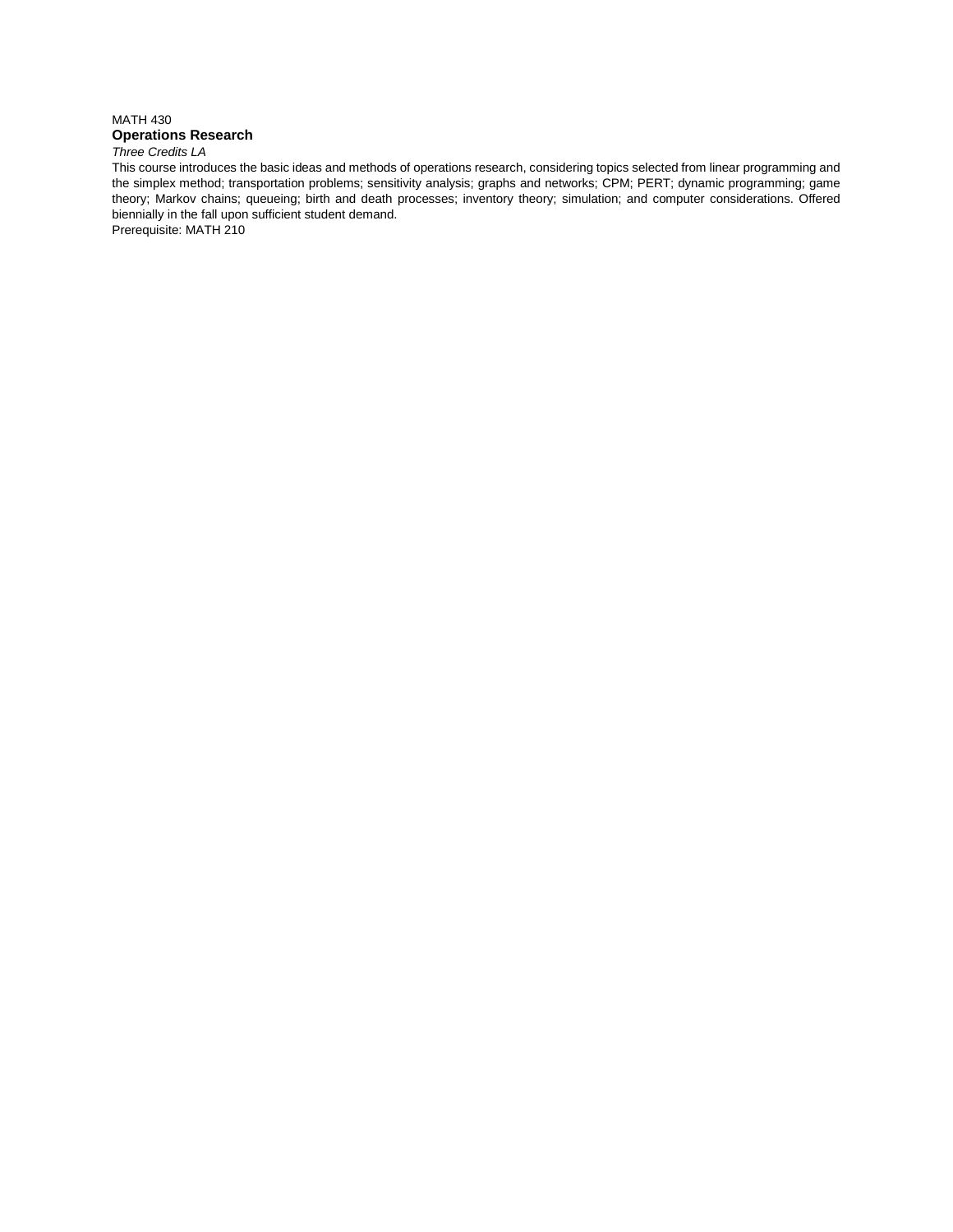MATH 430

**Operations Research**

*Three Credits LA*

This course introduces the basic ideas and methods of operations research, considering topics selected from linear programming and the simplex method; transportation problems; sensitivity analysis; graphs and networks; CPM; PERT; dynamic programming; game theory; Markov chains; queueing; birth and death processes; inventory theory; simulation; and computer considerations. Offered biennially in the fall upon sufficient student demand.

Prerequisite: MATH 210